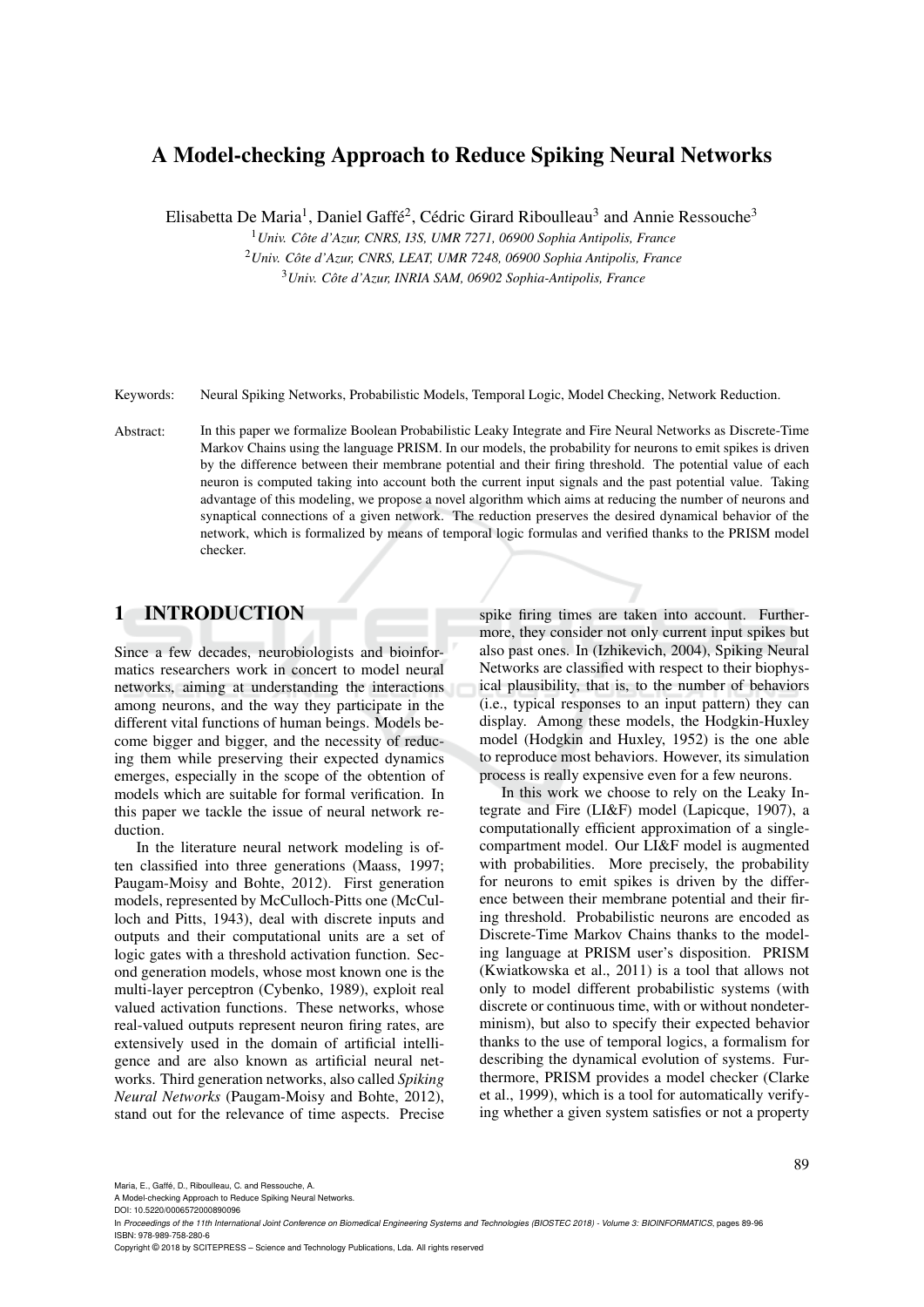# A Model-checking Approach to Reduce Spiking Neural Networks

Elisabetta De Maria[1], Daniel Gaffé[2], Cédric Girard Riboulleau[3] and Annie Ressouche[3]

[1]*Univ. Côte d'Azur, CNRS, I3S, UMR 7271, 06900 Sophia Antipolis, France*

[2]*Univ. Côte d'Azur, CNRS, LEAT, UMR 7248, 06900 Sophia Antipolis, France*

[3]*Univ. Côte d'Azur, INRIA SAM, 06902 Sophia-Antipolis, France*

Keywords: Neural Spiking Networks, Probabilistic Models, Temporal Logic, Model Checking, Network Reduction.

Abstract: In this paper we formalize Boolean Probabilistic Leaky Integrate and Fire Neural Networks as Discrete-Time Markov Chains using the language PRISM. In our models, the probability for neurons to emit spikes is driven by the difference between their membrane potential and their firing threshold. The potential value of each neuron is computed taking into account both the current input signals and the past potential value. Taking advantage of this modeling, we propose a novel algorithm which aims at reducing the number of neurons and synaptical connections of a given network. The reduction preserves the desired dynamical behavior of the network, which is formalized by means of temporal logic formulas and verified thanks to the PRISM model checker.

## 1 INTRODUCTION

Since a few decades, neurobiologists and bioinformatics researchers work in concert to model neural networks, aiming at understanding the interactions among neurons, and the way they participate in the different vital functions of human beings. Models become bigger and bigger, and the necessity of reducing them while preserving their expected dynamics emerges, especially in the scope of the obtention of models which are suitable for formal verification. In this paper we tackle the issue of neural network reduction.

In the literature neural network modeling is often classified into three generations (Maass, 1997; Paugam-Moisy and Bohte, 2012). First generation models, represented by McCulloch-Pitts one (McCulloch and Pitts, 1943), deal with discrete inputs and outputs and their computational units are a set of logic gates with a threshold activation function. Second generation models, whose most known one is the multi-layer perceptron (Cybenko, 1989), exploit real valued activation functions. These networks, whose real-valued outputs represent neuron firing rates, are extensively used in the domain of artificial intelligence and are also known as artificial neural networks. Third generation networks, also called *Spiking Neural Networks* (Paugam-Moisy and Bohte, 2012), stand out for the relevance of time aspects. Precise spike firing times are taken into account. Furthermore, they consider not only current input spikes but also past ones. In (Izhikevich, 2004), Spiking Neural Networks are classified with respect to their biophysical plausibility, that is, to the number of behaviors (i.e., typical responses to an input pattern) they can display. Among these models, the Hodgkin-Huxley model (Hodgkin and Huxley, 1952) is the one able to reproduce most behaviors. However, its simulation process is really expensive even for a few neurons.

In this work we choose to rely on the Leaky Integrate and Fire (LI&F) model (Lapicque, 1907), a computationally efficient approximation of a single-compartment model. Our LI&F model is augmented with probabilities. More precisely, the probability for neurons to emit spikes is driven by the difference between their membrane potential and their firing threshold. Probabilistic neurons are encoded as Discrete-Time Markov Chains thanks to the modeling language at PRISM user's disposition. PRISM (Kwiatkowska et al., 2011) is a tool that allows not only to model different probabilistic systems (with discrete or continuous time, with or without nondeterminism), but also to specify their expected behavior thanks to the use of temporal logics, a formalism for describing the dynamical evolution of systems. Furthermore, PRISM provides a model checker (Clarke et al., 1999), which is a tool for automatically verifying whether a given system satisfies or not a property

Maria, E., Gaffé, D., Riboulleau, C. and Ressouche, A.
A Model-checking Approach to Reduce Spiking Neural Networks.
DOI: 10.5220/0006572000890096
In *Proceedings of the 11th International Joint Conference on Biomedical Engineering Systems and Technologies (BIOSTEC 2018) - Volume 3: BIOINFORMATICS*, pages 89-96
ISBN: 978-989-758-280-6
Copyright © 2018 by SCITEPRESS – Science and Technology Publications, Lda. All rights reserved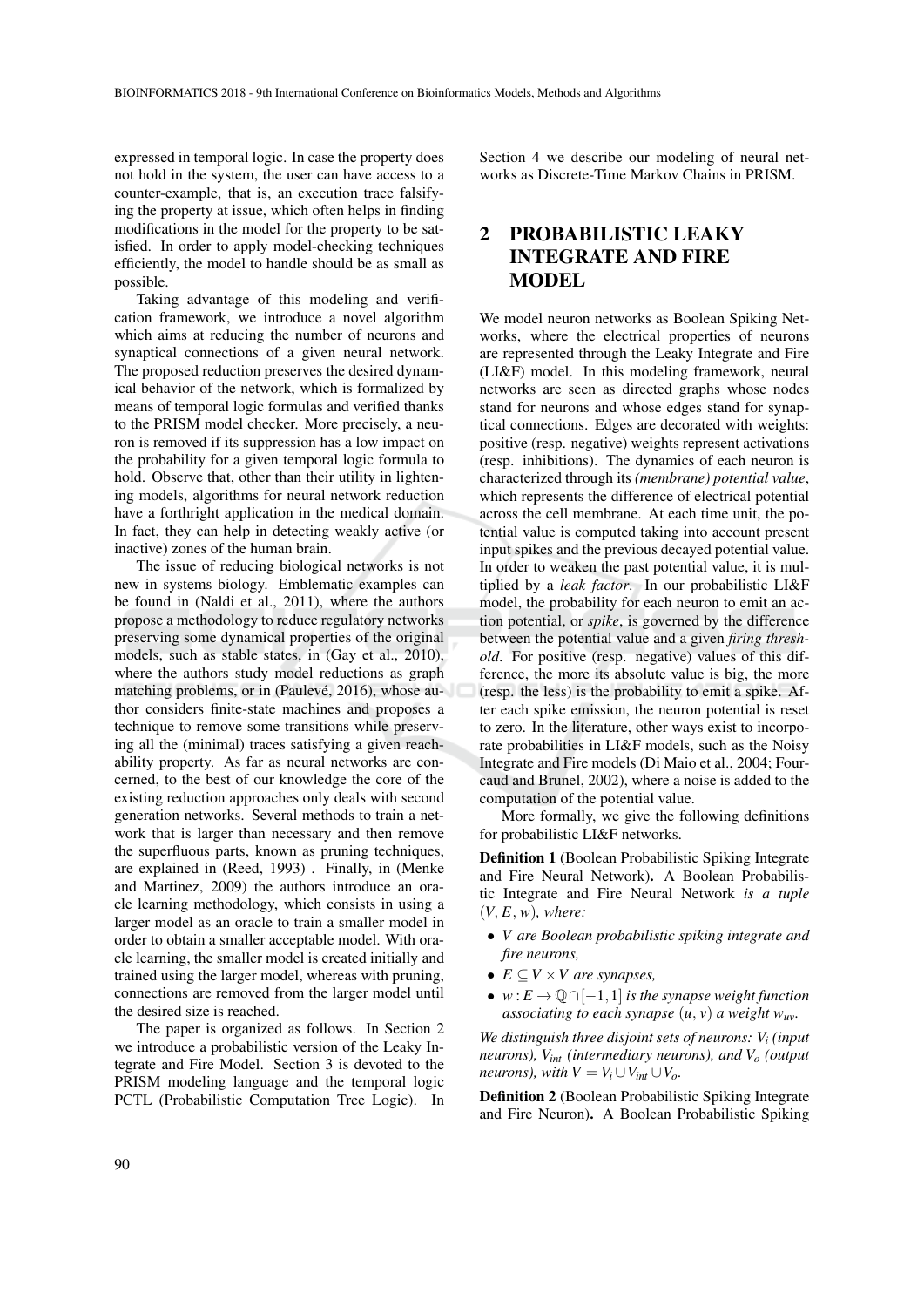expressed in temporal logic. In case the property does not hold in the system, the user can have access to a counter-example, that is, an execution trace falsifying the property at issue, which often helps in finding modifications in the model for the property to be satisfied. In order to apply model-checking techniques efficiently, the model to handle should be as small as possible.

Taking advantage of this modeling and verification framework, we introduce a novel algorithm which aims at reducing the number of neurons and synaptical connections of a given neural network. The proposed reduction preserves the desired dynamical behavior of the network, which is formalized by means of temporal logic formulas and verified thanks to the PRISM model checker. More precisely, a neuron is removed if its suppression has a low impact on the probability for a given temporal logic formula to hold. Observe that, other than their utility in lightening models, algorithms for neural network reduction have a forthright application in the medical domain. In fact, they can help in detecting weakly active (or inactive) zones of the human brain.

The issue of reducing biological networks is not new in systems biology. Emblematic examples can be found in (Naldi et al., 2011), where the authors propose a methodology to reduce regulatory networks preserving some dynamical properties of the original models, such as stable states, in (Gay et al., 2010), where the authors study model reductions as graph matching problems, or in (Paulevé, 2016), whose author considers finite-state machines and proposes a technique to remove some transitions while preserving all the (minimal) traces satisfying a given reachability property. As far as neural networks are concerned, to the best of our knowledge the core of the existing reduction approaches only deals with second generation networks. Several methods to train a network that is larger than necessary and then remove the superfluous parts, known as pruning techniques, are explained in (Reed, 1993) . Finally, in (Menke and Martinez, 2009) the authors introduce an oracle learning methodology, which consists in using a larger model as an oracle to train a smaller model in order to obtain a smaller acceptable model. With oracle learning, the smaller model is created initially and trained using the larger model, whereas with pruning, connections are removed from the larger model until the desired size is reached.

The paper is organized as follows. In Section 2 we introduce a probabilistic version of the Leaky Integrate and Fire Model. Section 3 is devoted to the PRISM modeling language and the temporal logic PCTL (Probabilistic Computation Tree Logic). In Section 4 we describe our modeling of neural networks as Discrete-Time Markov Chains in PRISM.

## 2 PROBABILISTIC LEAKY INTEGRATE AND FIRE MODEL

We model neuron networks as Boolean Spiking Networks, where the electrical properties of neurons are represented through the Leaky Integrate and Fire (LI&F) model. In this modeling framework, neural networks are seen as directed graphs whose nodes stand for neurons and whose edges stand for synaptical connections. Edges are decorated with weights: positive (resp. negative) weights represent activations (resp. inhibitions). The dynamics of each neuron is characterized through its *(membrane) potential value*, which represents the difference of electrical potential across the cell membrane. At each time unit, the potential value is computed taking into account present input spikes and the previous decayed potential value. In order to weaken the past potential value, it is multiplied by a *leak factor*. In our probabilistic LI&F model, the probability for each neuron to emit an action potential, or *spike*, is governed by the difference between the potential value and a given *firing threshold*. For positive (resp. negative) values of this difference, the more its absolute value is big, the more (resp. the less) is the probability to emit a spike. After each spike emission, the neuron potential is reset to zero. In the literature, other ways exist to incorporate probabilities in LI&F models, such as the Noisy Integrate and Fire models (Di Maio et al., 2004; Fourcaud and Brunel, 2002), where a noise is added to the computation of the potential value.

More formally, we give the following definitions for probabilistic LI&F networks.

**Definition 1** (Boolean Probabilistic Spiking Integrate and Fire Neural Network)**.** A Boolean Probabilistic Integrate and Fire Neural Network *is a tuple* $(V, E, w)$*, where:*

- $V$ *are Boolean probabilistic spiking integrate and fire neurons,*
- $E \subseteq V \times V$ *are synapses,*
- $w : E \to \mathbb{Q} \cap [-1, 1]$ *is the synapse weight function associating to each synapse* $(u, v)$ *a weight* $w_{uv}$*.*

*We distinguish three disjoint sets of neurons:* $V_i$ *(input neurons),* $V_{int}$ *(intermediary neurons), and* $V_o$ *(output neurons), with* $V = V_i \cup V_{int} \cup V_o$*.*

**Definition 2** (Boolean Probabilistic Spiking Integrate and Fire Neuron)**.** A Boolean Probabilistic Spiking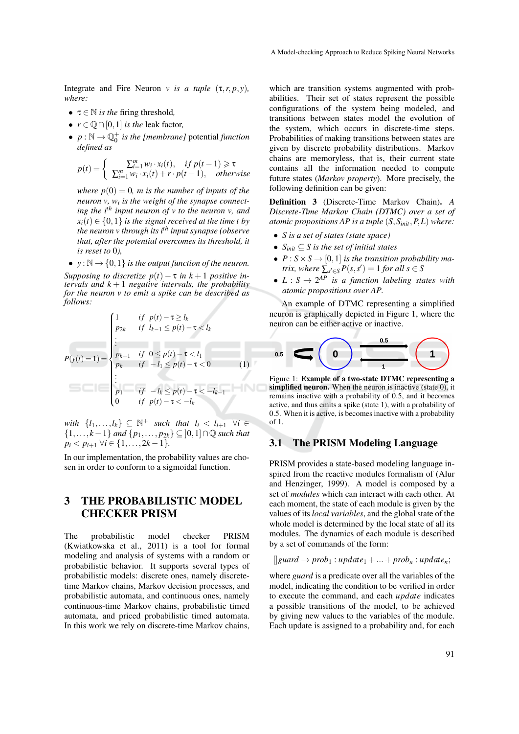Integrate and Fire Neuron $v$ *is a tuple* $(\tau, r, p, y)$, *where:*

- $\tau \in \mathbb{N}$ *is the* firing threshold*,*
- $r \in \mathbb{Q} \cap [0,1]$ *is the* leak factor*,*
- $p : \mathbb{N} \to \mathbb{Q}_0^+$ *is the [membrane]* potential *function defined as*

$$p(t) = \begin{cases} \sum_{i=1}^{m} w_i \cdot x_i(t), & if\ p(t-1) \geqslant \tau \\ \sum_{i=1}^{m} w_i \cdot x_i(t) + r \cdot p(t-1), & otherwise \end{cases}$$

*where* $p(0) = 0$*,* $m$ *is the number of inputs of the neuron* $v$*,* $w_i$ *is the weight of the synapse connecting the* $i^{th}$ *input neuron of* $v$ *to the neuron* $v$*, and* $x_i(t) \in \{0,1\}$ *is the signal received at the time* $t$ *by the neuron* $v$ *through its* $i^{th}$ *input synapse (observe that, after the potential overcomes its threshold, it is reset to* $0$*),*

- $y : \mathbb{N} \to \{0,1\}$ *is the output function of the neuron.*

*Supposing to discretize* $p(t) - \tau$ *in* $k+1$ *positive intervals and* $k+1$ *negative intervals, the probability for the neuron* $v$ *to emit a spike can be described as follows:*

$$P(y(t)=1) = \begin{cases} 1 & if\ \ p(t)-\tau \geq l_k \\ p_{2k} & if\ \ l_{k-1} \leq p(t)-\tau < l_k \\ \vdots & \\ p_{k+1} & if\ \ 0 \leq p(t)-\tau < l_1 \\ p_k & if\ \ -l_1 \leq p(t)-\tau < 0 \\ \vdots & \\ p_1 & if\ \ -l_k \leq p(t)-\tau < -l_{k-1} \\ 0 & if\ \ p(t)-\tau < -l_k \end{cases} \tag{1}$$

*with* $\{l_1, \ldots, l_k\} \subseteq \mathbb{N}^+$ *such that* $l_i < l_{i+1}$ $\forall i \in \{1, \ldots, k-1\}$ *and* $\{p_1, \ldots, p_{2k}\} \subseteq ]0,1[ \cap \mathbb{Q}$ *such that* $p_i < p_{i+1}$ $\forall i \in \{1, \ldots, 2k-1\}$*.*

In our implementation, the probability values are chosen in order to conform to a sigmoidal function.

# 3 THE PROBABILISTIC MODEL CHECKER PRISM

The probabilistic model checker PRISM (Kwiatkowska et al., 2011) is a tool for formal modeling and analysis of systems with a random or probabilistic behavior. It supports several types of probabilistic models: discrete ones, namely discrete-time Markov chains, Markov decision processes, and probabilistic automata, and continuous ones, namely continuous-time Markov chains, probabilistic timed automata, and priced probabilistic timed automata. In this work we rely on discrete-time Markov chains, which are transition systems augmented with probabilities. Their set of states represent the possible configurations of the system being modeled, and transitions between states model the evolution of the system, which occurs in discrete-time steps. Probabilities of making transitions between states are given by discrete probability distributions. Markov chains are memoryless, that is, their current state contains all the information needed to compute future states (*Markov property*). More precisely, the following definition can be given:

**Definition 3** (Discrete-Time Markov Chain)**.** *A Discrete-Time Markov Chain (DTMC) over a set of atomic propositions AP is a tuple* $(S, S_{init}, P, L)$ *where:*

- $S$ *is a set of states (state space)*
- $S_{init} \subseteq S$ *is the set of initial states*
- $P : S \times S \to [0,1]$ *is the transition probability matrix, where* $\sum_{s' \in S} P(s,s') = 1$ *for all* $s \in S$
- $L : S \to 2^{AP}$ *is a function labeling states with atomic propositions over AP.*

An example of DTMC representing a simplified neuron is graphically depicted in Figure 1, where the neuron can be either active or inactive.

Figure 1: **Example of a two-state DTMC representing a simplified neuron.** When the neuron is inactive (state 0), it remains inactive with a probability of 0.5, and it becomes active, and thus emits a spike (state 1), with a probability of 0.5. When it is active, is becomes inactive with a probability of 1.

## 3.1 The PRISM Modeling Language

PRISM provides a state-based modeling language inspired from the reactive modules formalism of (Alur and Henzinger, 1999). A model is composed by a set of *modules* which can interact with each other. At each moment, the state of each module is given by the values of its *local variables*, and the global state of the whole model is determined by the local state of all its modules. The dynamics of each module is described by a set of commands of the form:

$$[]guard \to prob_1 : update_1 + \ldots + prob_n : update_n;$$

where *guard* is a predicate over all the variables of the model, indicating the condition to be verified in order to execute the command, and each *update* indicates a possible transitions of the model, to be achieved by giving new values to the variables of the module. Each update is assigned to a probability and, for each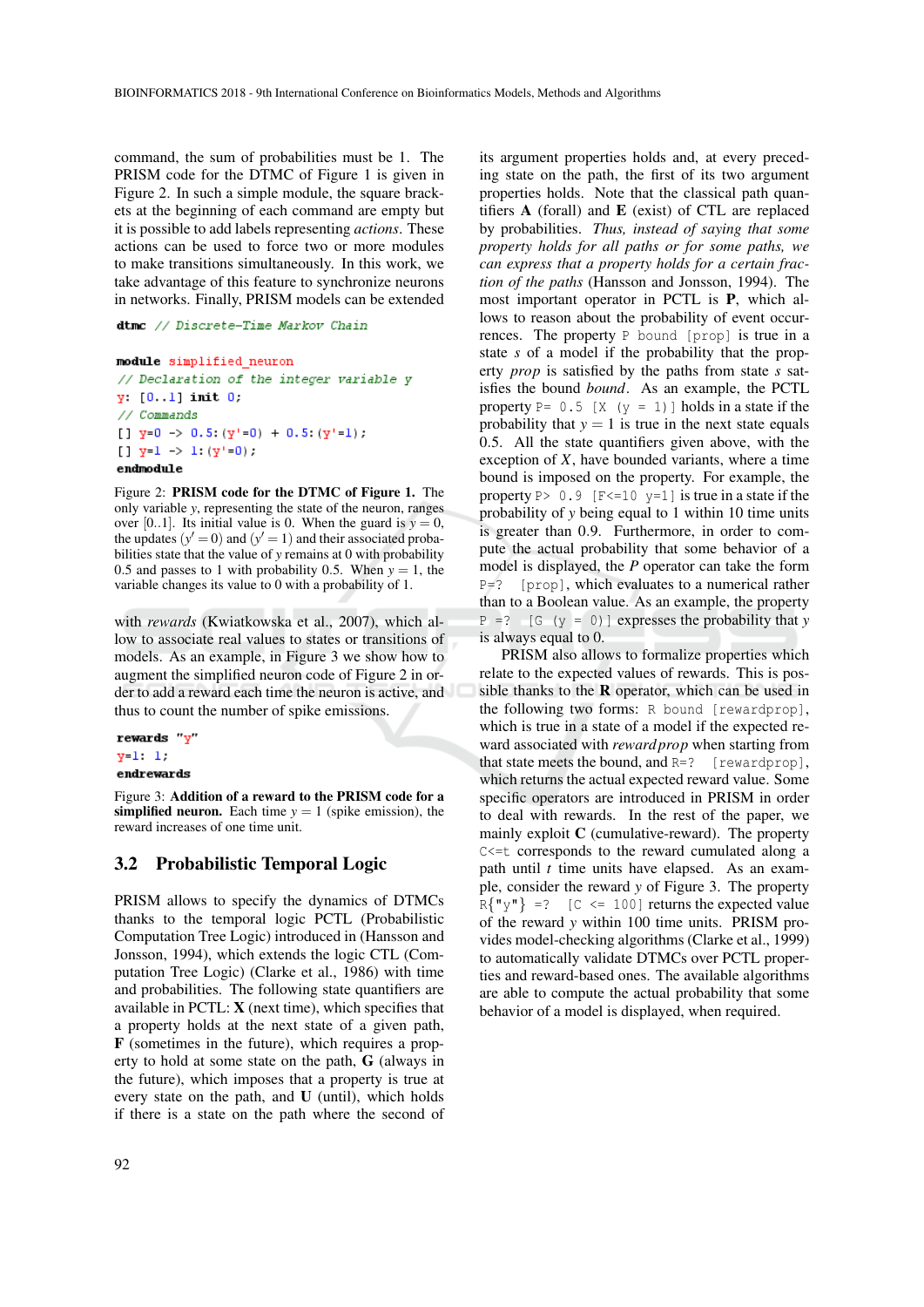command, the sum of probabilities must be 1. The PRISM code for the DTMC of Figure 1 is given in Figure 2. In such a simple module, the square brackets at the beginning of each command are empty but it is possible to add labels representing *actions*. These actions can be used to force two or more modules to make transitions simultaneously. In this work, we take advantage of this feature to synchronize neurons in networks. Finally, PRISM models can be extended

```
dtmc // Discrete-Time Markov Chain

module simplified_neuron
// Declaration of the integer variable y
y: [0..1] init 0;
// Commands
[] y=0 -> 0.5:(y'=0) + 0.5:(y'=1);
[] y=1 -> 1:(y'=0);
endmodule
```

Figure 2: **PRISM code for the DTMC of Figure 1.** The only variable $y$, representing the state of the neuron, ranges over [0..1]. Its initial value is 0. When the guard is $y = 0$, the updates ($y' = 0$) and ($y' = 1$) and their associated probabilities state that the value of $y$ remains at 0 with probability 0.5 and passes to 1 with probability 0.5. When $y = 1$, the variable changes its value to 0 with a probability of 1.

with *rewards* (Kwiatkowska et al., 2007), which allow to associate real values to states or transitions of models. As an example, in Figure 3 we show how to augment the simplified neuron code of Figure 2 in order to add a reward each time the neuron is active, and thus to count the number of spike emissions.

```
rewards "y"
y=1: 1;
endrewards
```

Figure 3: **Addition of a reward to the PRISM code for a simplified neuron.** Each time $y = 1$ (spike emission), the reward increases of one time unit.

## 3.2 Probabilistic Temporal Logic

PRISM allows to specify the dynamics of DTMCs thanks to the temporal logic PCTL (Probabilistic Computation Tree Logic) introduced in (Hansson and Jonsson, 1994), which extends the logic CTL (Computation Tree Logic) (Clarke et al., 1986) with time and probabilities. The following state quantifiers are available in PCTL: **X** (next time), which specifies that a property holds at the next state of a given path, **F** (sometimes in the future), which requires a property to hold at some state on the path, **G** (always in the future), which imposes that a property is true at every state on the path, and **U** (until), which holds if there is a state on the path where the second of its argument properties holds and, at every preceding state on the path, the first of its two argument properties holds. Note that the classical path quantifiers **A** (forall) and **E** (exist) of CTL are replaced by probabilities. *Thus, instead of saying that some property holds for all paths or for some paths, we can express that a property holds for a certain fraction of the paths* (Hansson and Jonsson, 1994). The most important operator in PCTL is **P**, which allows to reason about the probability of event occurrences. The property `P bound [prop]` is true in a state $s$ of a model if the probability that the property *prop* is satisfied by the paths from state $s$ satisfies the bound *bound*. As an example, the PCTL property `P= 0.5 [X (y = 1)]` holds in a state if the probability that $y = 1$ is true in the next state equals 0.5. All the state quantifiers given above, with the exception of $X$, have bounded variants, where a time bound is imposed on the property. For example, the property `P> 0.9 [F<=10 y=1]` is true in a state if the probability of $y$ being equal to 1 within 10 time units is greater than 0.9. Furthermore, in order to compute the actual probability that some behavior of a model is displayed, the $P$ operator can take the form `P=? [prop]`, which evaluates to a numerical rather than to a Boolean value. As an example, the property `P =? [G (y = 0)]` expresses the probability that $y$ is always equal to 0.

PRISM also allows to formalize properties which relate to the expected values of rewards. This is possible thanks to the **R** operator, which can be used in the following two forms: `R bound [rewardprop]`, which is true in a state of a model if the expected reward associated with *rewardprop* when starting from that state meets the bound, and `R=? [rewardprop]`, which returns the actual expected reward value. Some specific operators are introduced in PRISM in order to deal with rewards. In the rest of the paper, we mainly exploit **C** (cumulative-reward). The property `C<=t` corresponds to the reward cumulated along a path until $t$ time units have elapsed. As an example, consider the reward $y$ of Figure 3. The property `R{"y"} =? [C <= 100]` returns the expected value of the reward $y$ within 100 time units. PRISM provides model-checking algorithms (Clarke et al., 1999) to automatically validate DTMCs over PCTL properties and reward-based ones. The available algorithms are able to compute the actual probability that some behavior of a model is displayed, when required.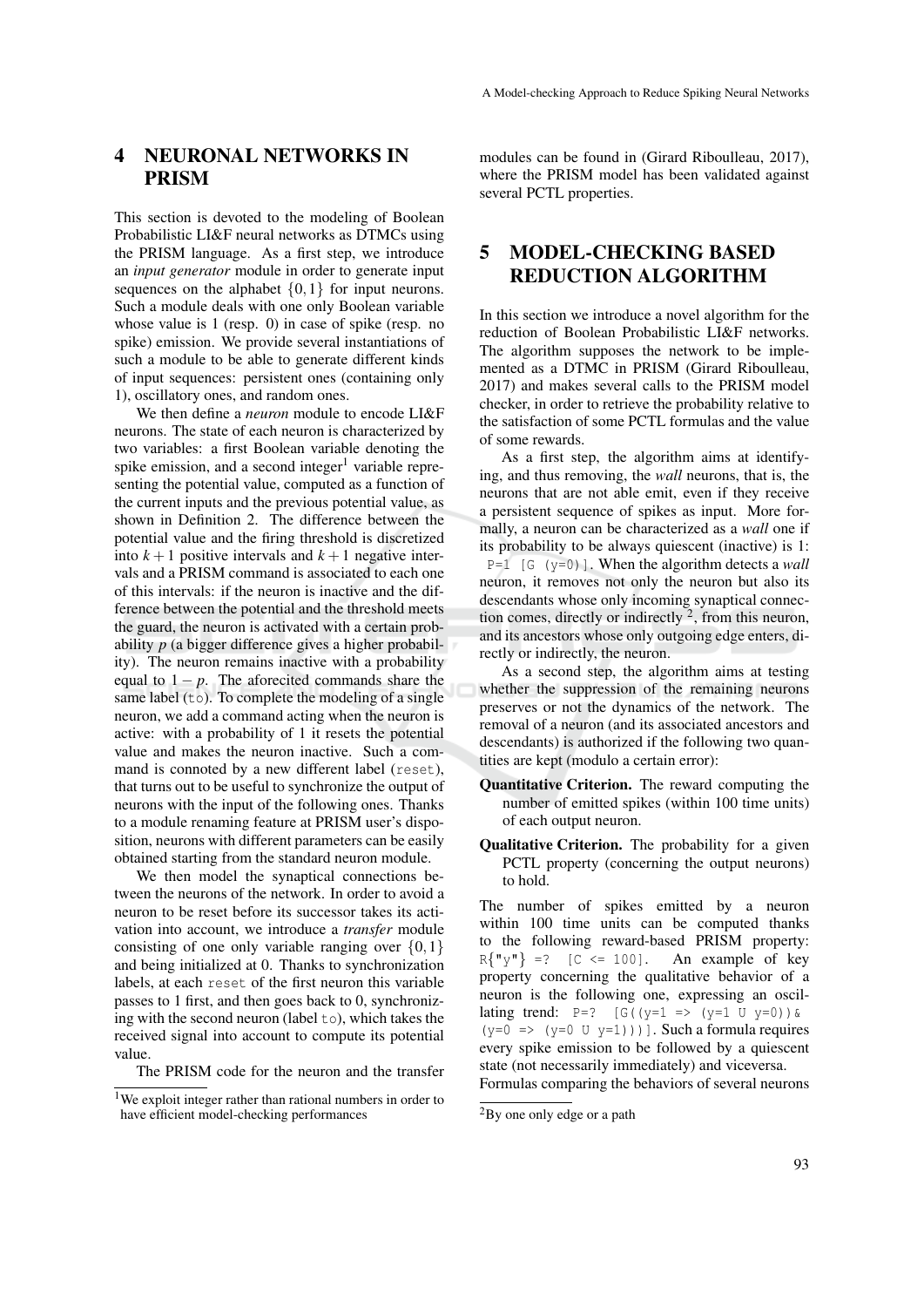## 4 NEURONAL NETWORKS IN PRISM

This section is devoted to the modeling of Boolean Probabilistic LI&F neural networks as DTMCs using the PRISM language. As a first step, we introduce an *input generator* module in order to generate input sequences on the alphabet $\{0,1\}$ for input neurons. Such a module deals with one only Boolean variable whose value is 1 (resp. 0) in case of spike (resp. no spike) emission. We provide several instantiations of such a module to be able to generate different kinds of input sequences: persistent ones (containing only 1), oscillatory ones, and random ones.

We then define a *neuron* module to encode LI&F neurons. The state of each neuron is characterized by two variables: a first Boolean variable denoting the spike emission, and a second integer[1] variable representing the potential value, computed as a function of the current inputs and the previous potential value, as shown in Definition 2. The difference between the potential value and the firing threshold is discretized into $k+1$ positive intervals and $k+1$ negative intervals and a PRISM command is associated to each one of this intervals: if the neuron is inactive and the difference between the potential and the threshold meets the guard, the neuron is activated with a certain probability $p$ (a bigger difference gives a higher probability). The neuron remains inactive with a probability equal to $1-p$. The aforecited commands share the same label (`to`). To complete the modeling of a single neuron, we add a command acting when the neuron is active: with a probability of 1 it resets the potential value and makes the neuron inactive. Such a command is connoted by a new different label (`reset`), that turns out to be useful to synchronize the output of neurons with the input of the following ones. Thanks to a module renaming feature at PRISM user's disposition, neurons with different parameters can be easily obtained starting from the standard neuron module.

We then model the synaptical connections between the neurons of the network. In order to avoid a neuron to be reset before its successor takes its activation into account, we introduce a *transfer* module consisting of one only variable ranging over $\{0,1\}$ and being initialized at 0. Thanks to synchronization labels, at each `reset` of the first neuron this variable passes to 1 first, and then goes back to 0, synchronizing with the second neuron (label `to`), which takes the received signal into account to compute its potential value.

The PRISM code for the neuron and the transfer modules can be found in (Girard Riboulleau, 2017), where the PRISM model has been validated against several PCTL properties.

[1] We exploit integer rather than rational numbers in order to have efficient model-checking performances

## 5 MODEL-CHECKING BASED REDUCTION ALGORITHM

In this section we introduce a novel algorithm for the reduction of Boolean Probabilistic LI&F networks. The algorithm supposes the network to be implemented as a DTMC in PRISM (Girard Riboulleau, 2017) and makes several calls to the PRISM model checker, in order to retrieve the probability relative to the satisfaction of some PCTL formulas and the value of some rewards.

As a first step, the algorithm aims at identifying, and thus removing, the *wall* neurons, that is, the neurons that are not able emit, even if they receive a persistent sequence of spikes as input. More formally, a neuron can be characterized as a *wall* one if its probability to be always quiescent (inactive) is 1: `P=1 [G (y=0)]`. When the algorithm detects a *wall* neuron, it removes not only the neuron but also its descendants whose only incoming synaptical connection comes, directly or indirectly [2], from this neuron, and its ancestors whose only outgoing edge enters, directly or indirectly, the neuron.

As a second step, the algorithm aims at testing whether the suppression of the remaining neurons preserves or not the dynamics of the network. The removal of a neuron (and its associated ancestors and descendants) is authorized if the following two quantities are kept (modulo a certain error):

- **Quantitative Criterion.** The reward computing the number of emitted spikes (within 100 time units) of each output neuron.
- **Qualitative Criterion.** The probability for a given PCTL property (concerning the output neurons) to hold.

The number of spikes emitted by a neuron within 100 time units can be computed thanks to the following reward-based PRISM property: `R{"y"} =? [C <= 100]`. An example of key property concerning the qualitative behavior of a neuron is the following one, expressing an oscillating trend: `P=? [G((y=1 => (y=1 U y=0))& (y=0 => (y=0 U y=1)))]`. Such a formula requires every spike emission to be followed by a quiescent state (not necessarily immediately) and viceversa.

Formulas comparing the behaviors of several neurons

[2] By one only edge or a path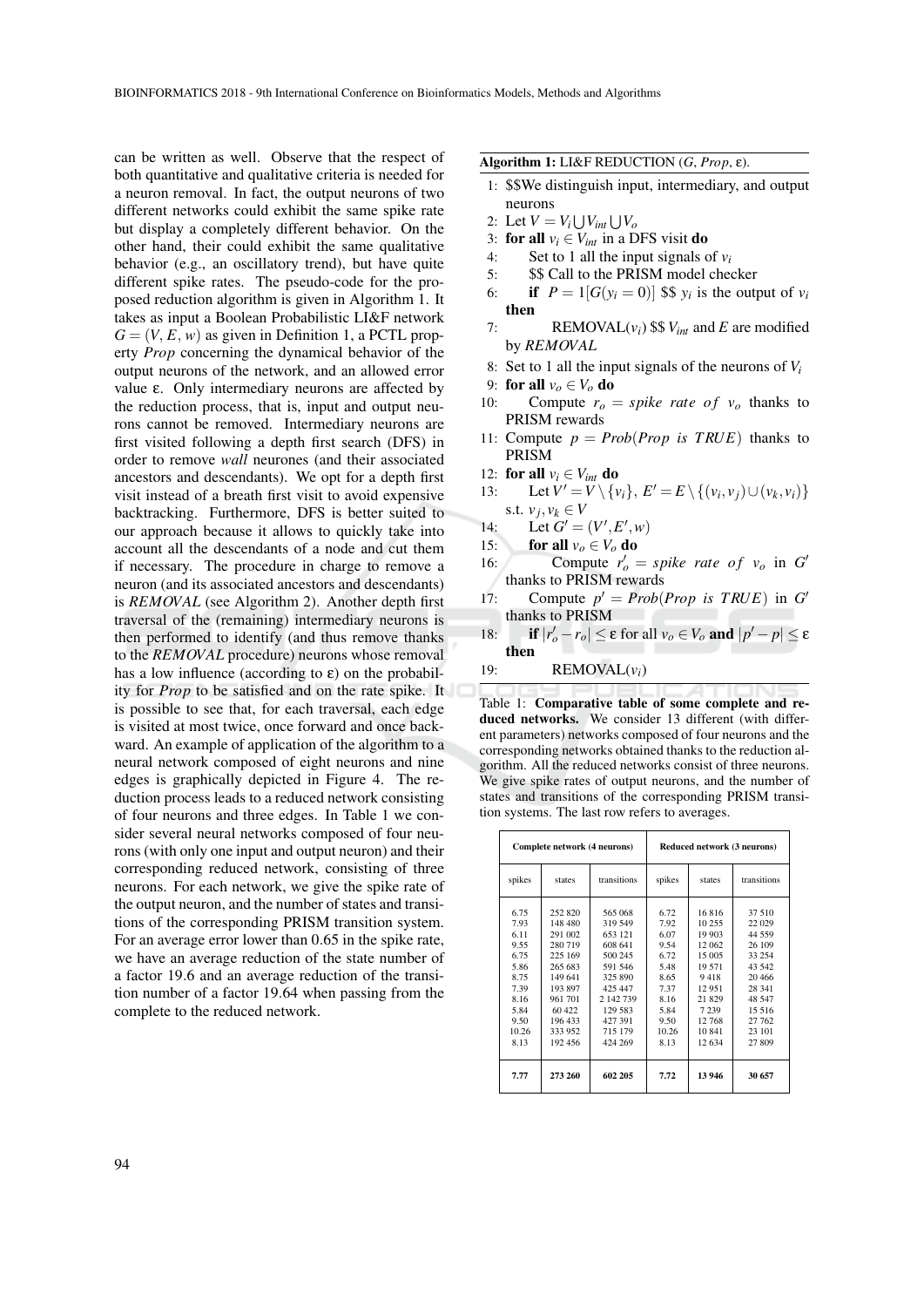can be written as well. Observe that the respect of both quantitative and qualitative criteria is needed for a neuron removal. In fact, the output neurons of two different networks could exhibit the same spike rate but display a completely different behavior. On the other hand, their could exhibit the same qualitative behavior (e.g., an oscillatory trend), but have quite different spike rates. The pseudo-code for the proposed reduction algorithm is given in Algorithm 1. It takes as input a Boolean Probabilistic LI&F network $G = (V, E, w)$ as given in Definition 1, a PCTL property *Prop* concerning the dynamical behavior of the output neurons of the network, and an allowed error value $\varepsilon$. Only intermediary neurons are affected by the reduction process, that is, input and output neurons cannot be removed. Intermediary neurons are first visited following a depth first search (DFS) in order to remove *wall* neurones (and their associated ancestors and descendants). We opt for a depth first visit instead of a breath first visit to avoid expensive backtracking. Furthermore, DFS is better suited to our approach because it allows to quickly take into account all the descendants of a node and cut them if necessary. The procedure in charge to remove a neuron (and its associated ancestors and descendants) is *REMOVAL* (see Algorithm 2). Another depth first traversal of the (remaining) intermediary neurons is then performed to identify (and thus remove thanks to the *REMOVAL* procedure) neurons whose removal has a low influence (according to $\varepsilon$) on the probability for *Prop* to be satisfied and on the rate spike. It is possible to see that, for each traversal, each edge is visited at most twice, once forward and once backward. An example of application of the algorithm to a neural network composed of eight neurons and nine edges is graphically depicted in Figure 4. The reduction process leads to a reduced network consisting of four neurons and three edges. In Table 1 we consider several neural networks composed of four neurons (with only one input and output neuron) and their corresponding reduced network, consisting of three neurons. For each network, we give the spike rate of the output neuron, and the number of states and transitions of the corresponding PRISM transition system. For an average error lower than 0.65 in the spike rate, we have an average reduction of the state number of a factor 19.6 and an average reduction of the transition number of a factor 19.64 when passing from the complete to the reduced network.

**Algorithm 1:** LI&F REDUCTION ($G$, *Prop*, $\varepsilon$).

1: $$We distinguish input, intermediary, and output neurons
2: Let $V = V_i \bigcup V_{int} \bigcup V_o$
3: **for all** $v_i \in V_{int}$ in a DFS visit **do**
4: Set to 1 all the input signals of $v_i$
5: $$ Call to the PRISM model checker
6: **if** $P = 1[G(y_i = 0)]$ $$ $y_i$ is the output of $v_i$ **then**
7: REMOVAL($v_i$) $$ $V_{int}$ and $E$ are modified by *REMOVAL*
8: Set to 1 all the input signals of the neurons of $V_i$
9: **for all** $v_o \in V_o$ **do**
10: Compute $r_o = spike\ rate\ of\ v_o$ thanks to PRISM rewards
11: Compute $p = Prob(Prop\ is\ TRUE)$ thanks to PRISM
12: **for all** $v_i \in V_{int}$ **do**
13: Let $V' = V \setminus \{v_i\}$, $E' = E \setminus \{(v_i, v_j) \cup (v_k, v_i)\}$ s.t. $v_j, v_k \in V$
14: Let $G' = (V', E', w)$
15: **for all** $v_o \in V_o$ **do**
16: Compute $r'_o = spike\ rate\ of\ v_o$ in $G'$ thanks to PRISM rewards
17: Compute $p' = Prob(Prop\ is\ TRUE)$ in $G'$ thanks to PRISM
18: **if** $|r'_o - r_o| \leq \varepsilon$ for all $v_o \in V_o$ **and** $|p' - p| \leq \varepsilon$ **then**
19: REMOVAL($v_i$)

Table 1: **Comparative table of some complete and reduced networks.** We consider 13 different (with different parameters) networks composed of four neurons and the corresponding networks obtained thanks to the reduction algorithm. All the reduced networks consist of three neurons. We give spike rates of output neurons, and the number of states and transitions of the corresponding PRISM transition systems. The last row refers to averages.

| Complete network (4 neurons) | | | Reduced network (3 neurons) | | |
|---|---|---|---|---|---|
| spikes | states | transitions | spikes | states | transitions |
| 6.75 | 252 820 | 565 068 | 6.72 | 16 816 | 37 510 |
| 7.93 | 148 480 | 319 549 | 7.92 | 10 255 | 22 029 |
| 6.11 | 291 002 | 653 121 | 6.07 | 19 903 | 44 559 |
| 9.55 | 280 719 | 608 641 | 9.54 | 12 062 | 26 109 |
| 6.75 | 225 169 | 500 245 | 6.72 | 15 005 | 33 254 |
| 5.86 | 265 683 | 591 546 | 5.48 | 19 571 | 43 542 |
| 8.75 | 149 641 | 325 890 | 8.65 | 9 418 | 20 466 |
| 7.39 | 193 897 | 425 447 | 7.37 | 12 951 | 28 341 |
| 8.16 | 961 701 | 2 142 739 | 8.16 | 21 829 | 48 547 |
| 5.84 | 60 422 | 129 583 | 5.84 | 7 239 | 15 516 |
| 9.50 | 196 433 | 427 391 | 9.50 | 12 768 | 27 762 |
| 10.26 | 333 952 | 715 179 | 10.26 | 10 841 | 23 101 |
| 8.13 | 192 456 | 424 269 | 8.13 | 12 634 | 27 809 |
| **7.77** | **273 260** | **602 205** | **7.72** | **13 946** | **30 657** |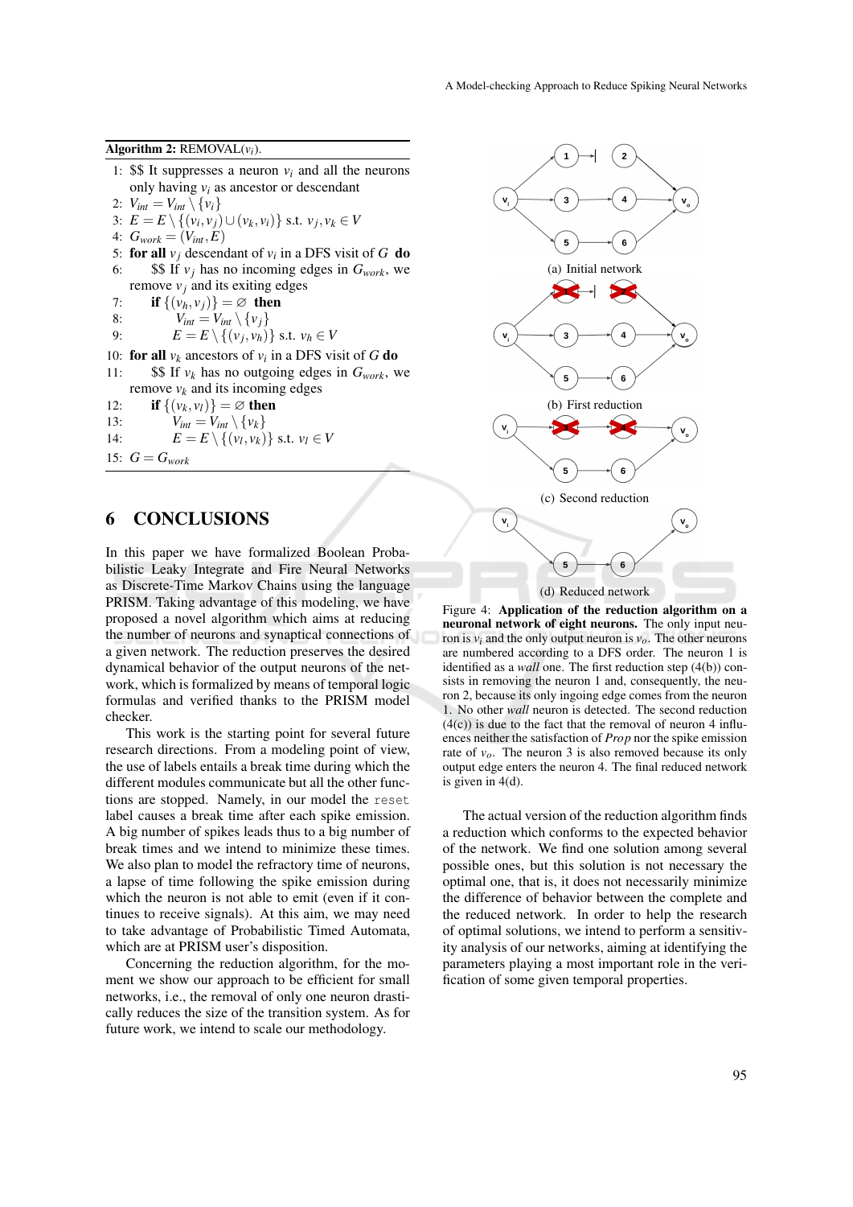**Algorithm 2:** REMOVAL($v_i$).

1: $$ It suppresses a neuron $v_i$ and all the neurons only having $v_i$ as ancestor or descendant
2: $V_{int} = V_{int} \setminus \{v_i\}$
3: $E = E \setminus \{(v_i, v_j) \cup (v_k, v_i)\}$ s.t. $v_j, v_k \in V$
4: $G_{work} = (V_{int}, E)$
5: **for all** $v_j$ descendant of $v_i$ in a DFS visit of $G$ **do**
6: $$ If $v_j$ has no incoming edges in $G_{work}$, we remove $v_j$ and its exiting edges
7: **if** $\{(v_h, v_j)\} = \varnothing$ **then**
8: $V_{int} = V_{int} \setminus \{v_j\}$
9: $E = E \setminus \{(v_j, v_h)\}$ s.t. $v_h \in V$
10: **for all** $v_k$ ancestors of $v_i$ in a DFS visit of $G$ **do**
11: $$ If $v_k$ has no outgoing edges in $G_{work}$, we remove $v_k$ and its incoming edges
12: **if** $\{(v_k, v_l)\} = \varnothing$ **then**
13: $V_{int} = V_{int} \setminus \{v_k\}$
14: $E = E \setminus \{(v_l, v_k)\}$ s.t. $v_l \in V$
15: $G = G_{work}$

## 6 CONCLUSIONS

In this paper we have formalized Boolean Probabilistic Leaky Integrate and Fire Neural Networks as Discrete-Time Markov Chains using the language PRISM. Taking advantage of this modeling, we have proposed a novel algorithm which aims at reducing the number of neurons and synaptical connections of a given network. The reduction preserves the desired dynamical behavior of the output neurons of the network, which is formalized by means of temporal logic formulas and verified thanks to the PRISM model checker.

This work is the starting point for several future research directions. From a modeling point of view, the use of labels entails a break time during which the different modules communicate but all the other functions are stopped. Namely, in our model the `reset` label causes a break time after each spike emission. A big number of spikes leads thus to a big number of break times and we intend to minimize these times. We also plan to model the refractory time of neurons, a lapse of time following the spike emission during which the neuron is not able to emit (even if it continues to receive signals). At this aim, we may need to take advantage of Probabilistic Timed Automata, which are at PRISM user's disposition.

Concerning the reduction algorithm, for the moment we show our approach to be efficient for small networks, i.e., the removal of only one neuron drastically reduces the size of the transition system. As for future work, we intend to scale our methodology.

(a) Initial network

(b) First reduction

(c) Second reduction

(d) Reduced network

Figure 4: **Application of the reduction algorithm on a neuronal network of eight neurons.** The only input neuron is $v_i$ and the only output neuron is $v_o$. The other neurons are numbered according to a DFS order. The neuron 1 is identified as a *wall* one. The first reduction step (4(b)) consists in removing the neuron 1 and, consequently, the neuron 2, because its only ingoing edge comes from the neuron 1. No other *wall* neuron is detected. The second reduction (4(c)) is due to the fact that the removal of neuron 4 influences neither the satisfaction of *Prop* nor the spike emission rate of $v_o$. The neuron 3 is also removed because its only output edge enters the neuron 4. The final reduced network is given in 4(d).

The actual version of the reduction algorithm finds a reduction which conforms to the expected behavior of the network. We find one solution among several possible ones, but this solution is not necessary the optimal one, that is, it does not necessarily minimize the difference of behavior between the complete and the reduced network. In order to help the research of optimal solutions, we intend to perform a sensitivity analysis of our networks, aiming at identifying the parameters playing a most important role in the verification of some given temporal properties.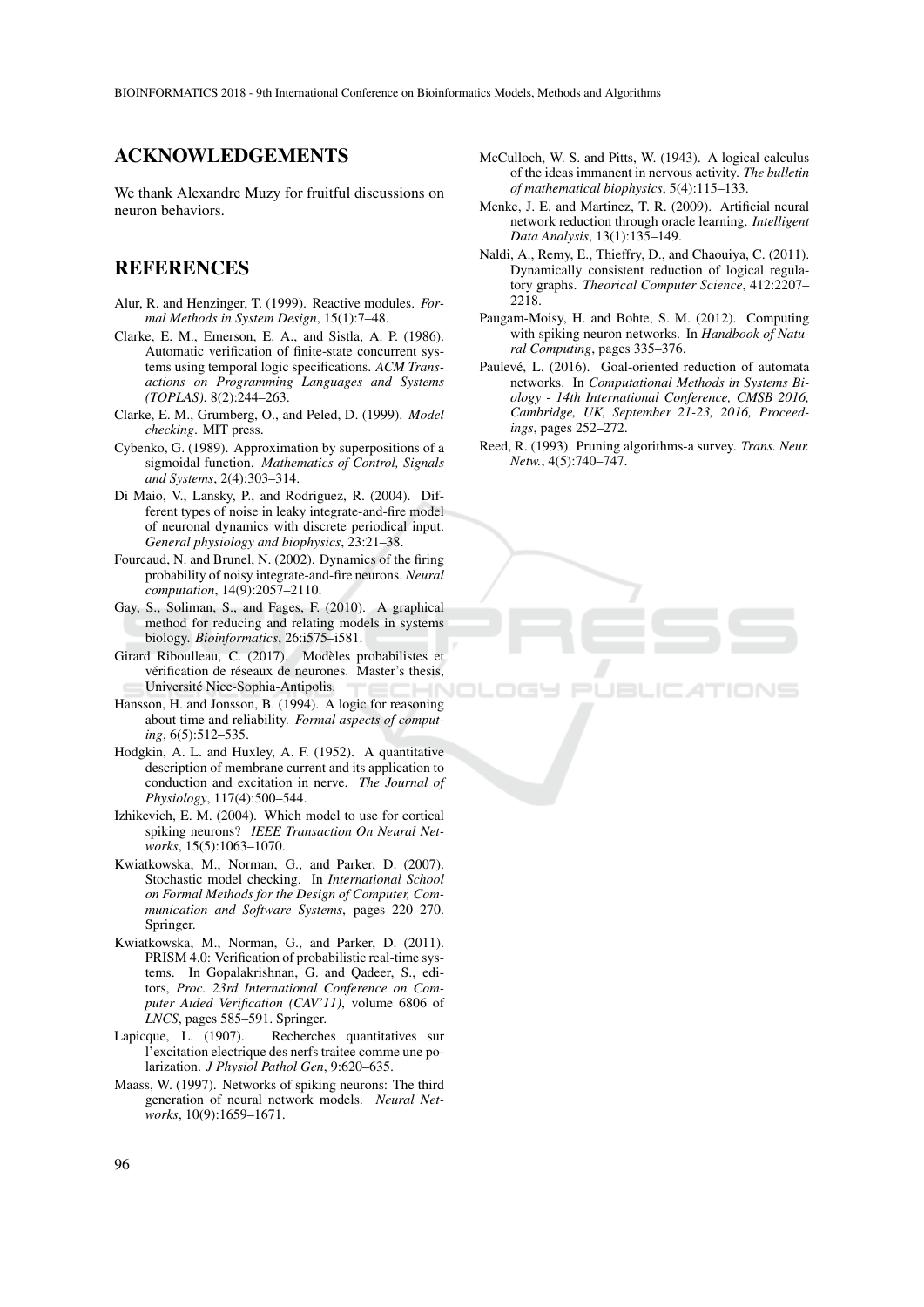## ACKNOWLEDGEMENTS

We thank Alexandre Muzy for fruitful discussions on neuron behaviors.

## REFERENCES

Alur, R. and Henzinger, T. (1999). Reactive modules. *Formal Methods in System Design*, 15(1):7–48.

Clarke, E. M., Emerson, E. A., and Sistla, A. P. (1986). Automatic verification of finite-state concurrent systems using temporal logic specifications. *ACM Transactions on Programming Languages and Systems (TOPLAS)*, 8(2):244–263.

Clarke, E. M., Grumberg, O., and Peled, D. (1999). *Model checking*. MIT press.

Cybenko, G. (1989). Approximation by superpositions of a sigmoidal function. *Mathematics of Control, Signals and Systems*, 2(4):303–314.

Di Maio, V., Lansky, P., and Rodriguez, R. (2004). Different types of noise in leaky integrate-and-fire model of neuronal dynamics with discrete periodical input. *General physiology and biophysics*, 23:21–38.

Fourcaud, N. and Brunel, N. (2002). Dynamics of the firing probability of noisy integrate-and-fire neurons. *Neural computation*, 14(9):2057–2110.

Gay, S., Soliman, S., and Fages, F. (2010). A graphical method for reducing and relating models in systems biology. *Bioinformatics*, 26:i575–i581.

Girard Riboulleau, C. (2017). Modèles probabilistes et vérification de réseaux de neurones. Master's thesis, Université Nice-Sophia-Antipolis.

Hansson, H. and Jonsson, B. (1994). A logic for reasoning about time and reliability. *Formal aspects of computing*, 6(5):512–535.

Hodgkin, A. L. and Huxley, A. F. (1952). A quantitative description of membrane current and its application to conduction and excitation in nerve. *The Journal of Physiology*, 117(4):500–544.

Izhikevich, E. M. (2004). Which model to use for cortical spiking neurons? *IEEE Transaction On Neural Networks*, 15(5):1063–1070.

Kwiatkowska, M., Norman, G., and Parker, D. (2007). Stochastic model checking. In *International School on Formal Methods for the Design of Computer, Communication and Software Systems*, pages 220–270. Springer.

Kwiatkowska, M., Norman, G., and Parker, D. (2011). PRISM 4.0: Verification of probabilistic real-time systems. In Gopalakrishnan, G. and Qadeer, S., editors, *Proc. 23rd International Conference on Computer Aided Verification (CAV'11)*, volume 6806 of *LNCS*, pages 585–591. Springer.

Lapicque, L. (1907). Recherches quantitatives sur l'excitation electrique des nerfs traitee comme une polarization. *J Physiol Pathol Gen*, 9:620–635.

Maass, W. (1997). Networks of spiking neurons: The third generation of neural network models. *Neural Networks*, 10(9):1659–1671.

McCulloch, W. S. and Pitts, W. (1943). A logical calculus of the ideas immanent in nervous activity. *The bulletin of mathematical biophysics*, 5(4):115–133.

Menke, J. E. and Martinez, T. R. (2009). Artificial neural network reduction through oracle learning. *Intelligent Data Analysis*, 13(1):135–149.

Naldi, A., Remy, E., Thieffry, D., and Chaouiya, C. (2011). Dynamically consistent reduction of logical regulatory graphs. *Theorical Computer Science*, 412:2207–2218.

Paugam-Moisy, H. and Bohte, S. M. (2012). Computing with spiking neuron networks. In *Handbook of Natural Computing*, pages 335–376.

Paulevé, L. (2016). Goal-oriented reduction of automata networks. In *Computational Methods in Systems Biology - 14th International Conference, CMSB 2016, Cambridge, UK, September 21-23, 2016, Proceedings*, pages 252–272.

Reed, R. (1993). Pruning algorithms-a survey. *Trans. Neur. Netw.*, 4(5):740–747.